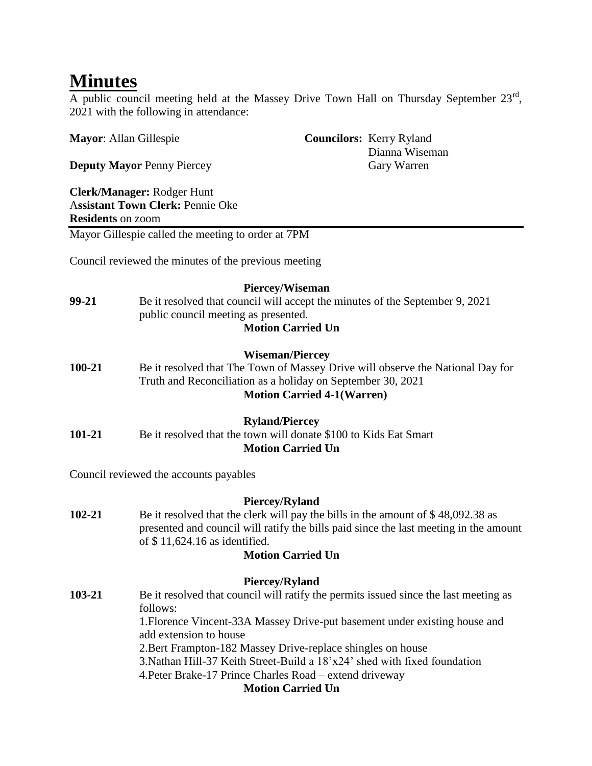# Minutes

A public council meeting held at the Massey Drive Town Hall on Thursday September 23rd, 2021 with the following in attendance:

**Mayor**: Allan Gillespie

**Deputy Mayor** Penny Piercey

**Councilors:** Kerry Ryland
Dianna Wiseman
Gary Warren

**Clerk/Manager:** Rodger Hunt
**Assistant Town Clerk:** Pennie Oke
**Residents** on zoom

---

Mayor Gillespie called the meeting to order at 7PM

Council reviewed the minutes of the previous meeting

**Piercey/Wiseman**

**99-21** Be it resolved that council will accept the minutes of the September 9, 2021 public council meeting as presented.

**Motion Carried Un**

**Wiseman/Piercey**

**100-21** Be it resolved that The Town of Massey Drive will observe the National Day for Truth and Reconciliation as a holiday on September 30, 2021

**Motion Carried 4-1(Warren)**

**Ryland/Piercey**

**101-21** Be it resolved that the town will donate $100 to Kids Eat Smart

**Motion Carried Un**

Council reviewed the accounts payables

**Piercey/Ryland**

**102-21** Be it resolved that the clerk will pay the bills in the amount of $ 48,092.38 as presented and council will ratify the bills paid since the last meeting in the amount of $ 11,624.16 as identified.

**Motion Carried Un**

**Piercey/Ryland**

**103-21** Be it resolved that council will ratify the permits issued since the last meeting as follows:

1.Florence Vincent-33A Massey Drive-put basement under existing house and add extension to house
2.Bert Frampton-182 Massey Drive-replace shingles on house
3.Nathan Hill-37 Keith Street-Build a 18'x24' shed with fixed foundation
4.Peter Brake-17 Prince Charles Road – extend driveway

**Motion Carried Un**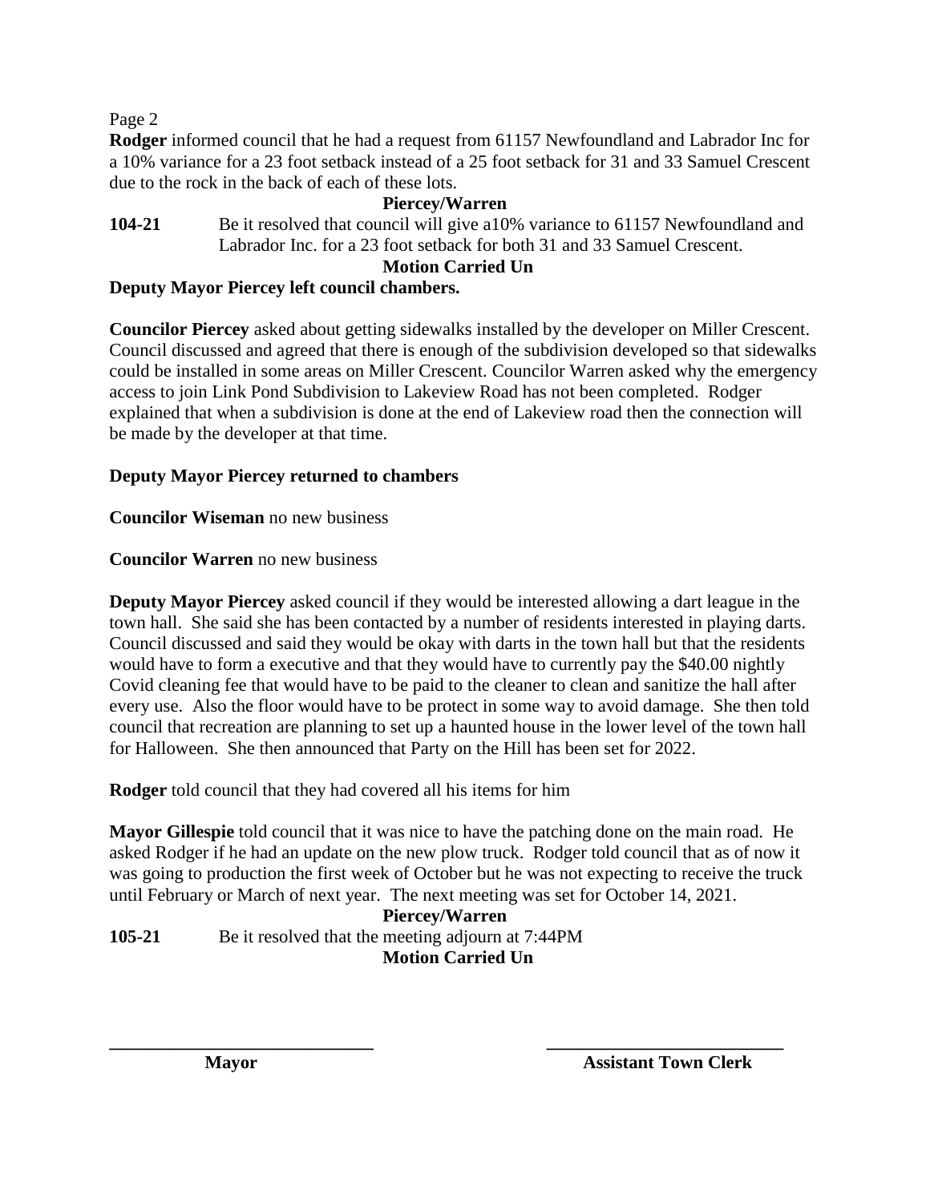**Rodger** informed council that he had a request from 61157 Newfoundland and Labrador Inc for a 10% variance for a 23 foot setback instead of a 25 foot setback for 31 and 33 Samuel Crescent due to the rock in the back of each of these lots.

**Piercey/Warren**

**104-21** Be it resolved that council will give a10% variance to 61157 Newfoundland and Labrador Inc. for a 23 foot setback for both 31 and 33 Samuel Crescent.

**Motion Carried Un**

**Deputy Mayor Piercey left council chambers.**

**Councilor Piercey** asked about getting sidewalks installed by the developer on Miller Crescent. Council discussed and agreed that there is enough of the subdivision developed so that sidewalks could be installed in some areas on Miller Crescent. Councilor Warren asked why the emergency access to join Link Pond Subdivision to Lakeview Road has not been completed. Rodger explained that when a subdivision is done at the end of Lakeview road then the connection will be made by the developer at that time.

**Deputy Mayor Piercey returned to chambers**

**Councilor Wiseman** no new business

**Councilor Warren** no new business

**Deputy Mayor Piercey** asked council if they would be interested allowing a dart league in the town hall. She said she has been contacted by a number of residents interested in playing darts. Council discussed and said they would be okay with darts in the town hall but that the residents would have to form a executive and that they would have to currently pay the $40.00 nightly Covid cleaning fee that would have to be paid to the cleaner to clean and sanitize the hall after every use. Also the floor would have to be protect in some way to avoid damage. She then told council that recreation are planning to set up a haunted house in the lower level of the town hall for Halloween. She then announced that Party on the Hill has been set for 2022.

**Rodger** told council that they had covered all his items for him

**Mayor Gillespie** told council that it was nice to have the patching done on the main road. He asked Rodger if he had an update on the new plow truck. Rodger told council that as of now it was going to production the first week of October but he was not expecting to receive the truck until February or March of next year. The next meeting was set for October 14, 2021.

**Piercey/Warren**

**105-21** Be it resolved that the meeting adjourn at 7:44PM

**Motion Carried Un**

\_\_\_\_\_\_\_\_\_\_\_\_\_\_\_\_\_\_\_\_\_\_\_\_\_\_\_\_\_ \_\_\_\_\_\_\_\_\_\_\_\_\_\_\_\_\_\_\_\_\_\_\_\_\_\_\_

**Mayor** **Assistant Town Clerk**